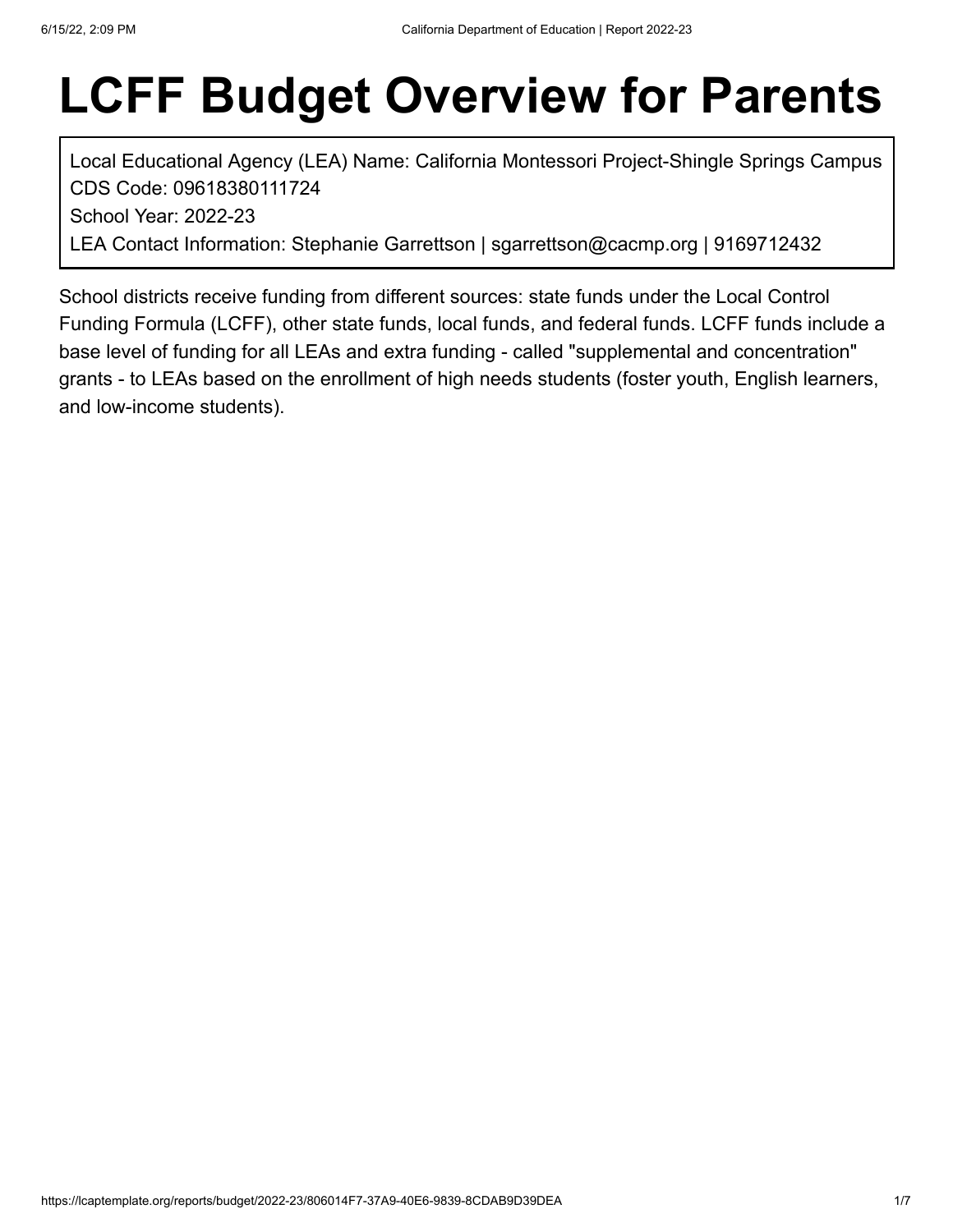# LCFF Budget Overview for Parents

Local Educational Agency (LEA) Name: California Montessori Project-Shingle Springs Campus
CDS Code: 09618380111724
School Year: 2022-23
LEA Contact Information: Stephanie Garrettson | sgarrettson@cacmp.org | 9169712432

School districts receive funding from different sources: state funds under the Local Control Funding Formula (LCFF), other state funds, local funds, and federal funds. LCFF funds include a base level of funding for all LEAs and extra funding - called "supplemental and concentration" grants - to LEAs based on the enrollment of high needs students (foster youth, English learners, and low-income students).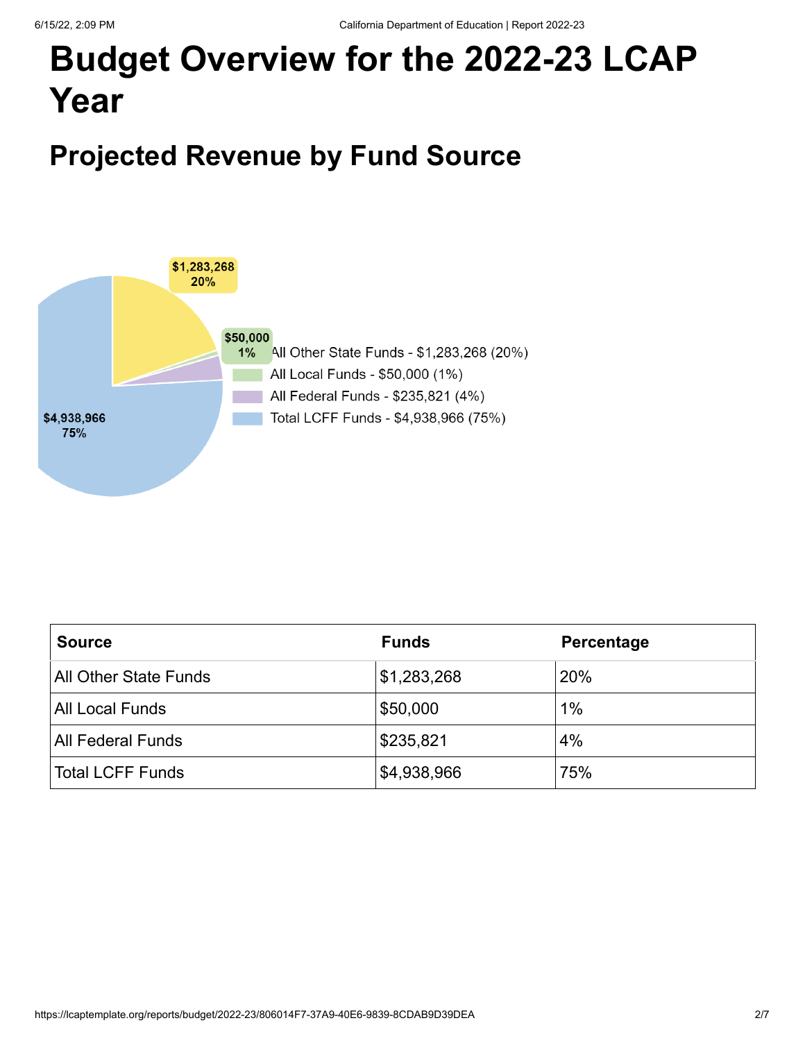# Budget Overview for the 2022-23 LCAP Year

## Projected Revenue by Fund Source

- All Other State Funds - $1,283,268 (20%)
- All Local Funds - $50,000 (1%)
- All Federal Funds - $235,821 (4%)
- Total LCFF Funds - $4,938,966 (75%)

| Source | Funds | Percentage |
|---|---|---|
| All Other State Funds | $1,283,268 | 20% |
| All Local Funds | $50,000 | 1% |
| All Federal Funds | $235,821 | 4% |
| Total LCFF Funds | $4,938,966 | 75% |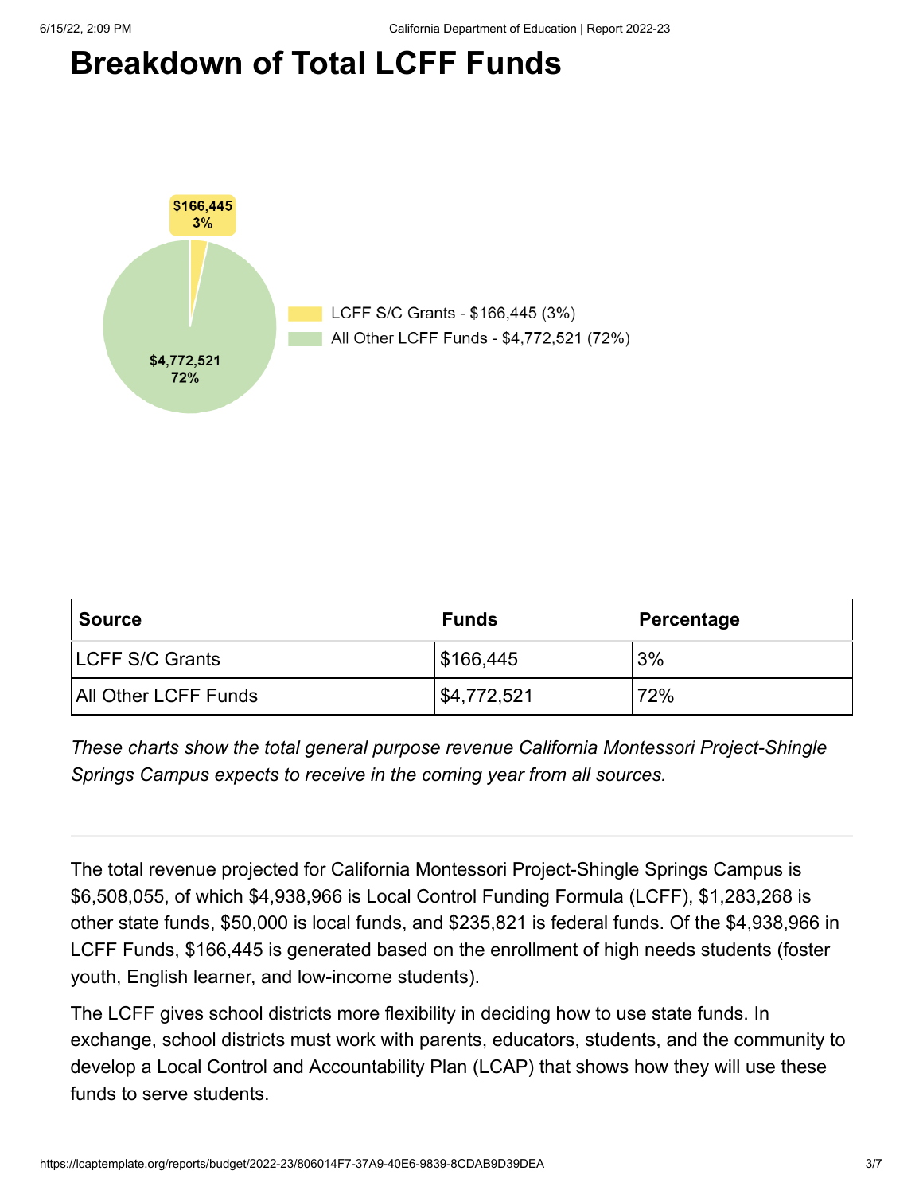# Breakdown of Total LCFF Funds

| Source | Funds | Percentage |
| --- | --- | --- |
| LCFF S/C Grants | $166,445 | 3% |
| All Other LCFF Funds | $4,772,521 | 72% |

*These charts show the total general purpose revenue California Montessori Project-Shingle Springs Campus expects to receive in the coming year from all sources.*

---

The total revenue projected for California Montessori Project-Shingle Springs Campus is $6,508,055, of which $4,938,966 is Local Control Funding Formula (LCFF), $1,283,268 is other state funds, $50,000 is local funds, and $235,821 is federal funds. Of the $4,938,966 in LCFF Funds, $166,445 is generated based on the enrollment of high needs students (foster youth, English learner, and low-income students).

The LCFF gives school districts more flexibility in deciding how to use state funds. In exchange, school districts must work with parents, educators, students, and the community to develop a Local Control and Accountability Plan (LCAP) that shows how they will use these funds to serve students.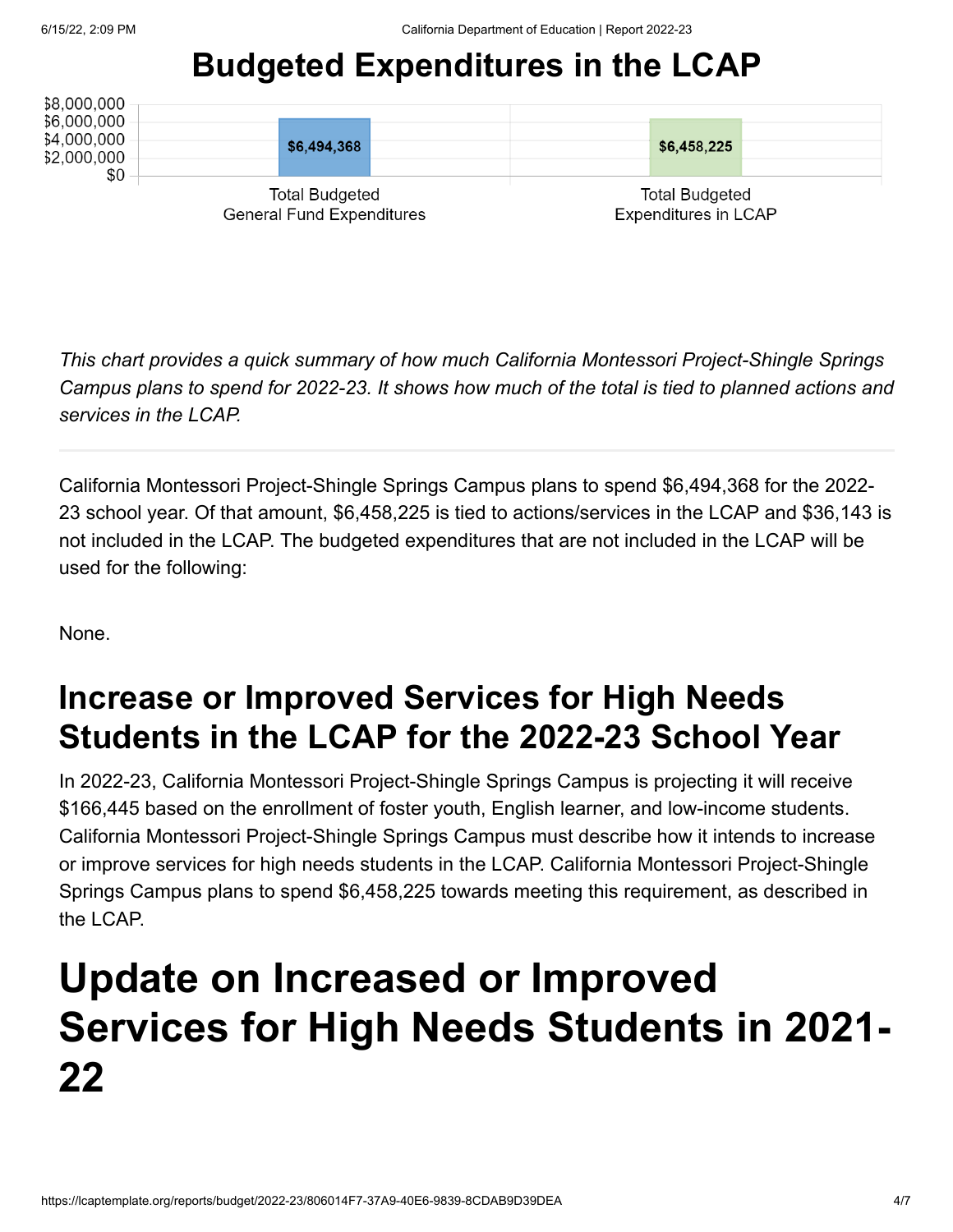# Budgeted Expenditures in the LCAP

| | Total Budgeted General Fund Expenditures | Total Budgeted Expenditures in LCAP |
|---|---|---|
| Amount | $6,494,368 | $6,458,225 |

*This chart provides a quick summary of how much California Montessori Project-Shingle Springs Campus plans to spend for 2022-23. It shows how much of the total is tied to planned actions and services in the LCAP.*

---

California Montessori Project-Shingle Springs Campus plans to spend $6,494,368 for the 2022-23 school year. Of that amount, $6,458,225 is tied to actions/services in the LCAP and $36,143 is not included in the LCAP. The budgeted expenditures that are not included in the LCAP will be used for the following:

None.

## Increase or Improved Services for High Needs Students in the LCAP for the 2022-23 School Year

In 2022-23, California Montessori Project-Shingle Springs Campus is projecting it will receive $166,445 based on the enrollment of foster youth, English learner, and low-income students. California Montessori Project-Shingle Springs Campus must describe how it intends to increase or improve services for high needs students in the LCAP. California Montessori Project-Shingle Springs Campus plans to spend $6,458,225 towards meeting this requirement, as described in the LCAP.

# Update on Increased or Improved Services for High Needs Students in 2021-22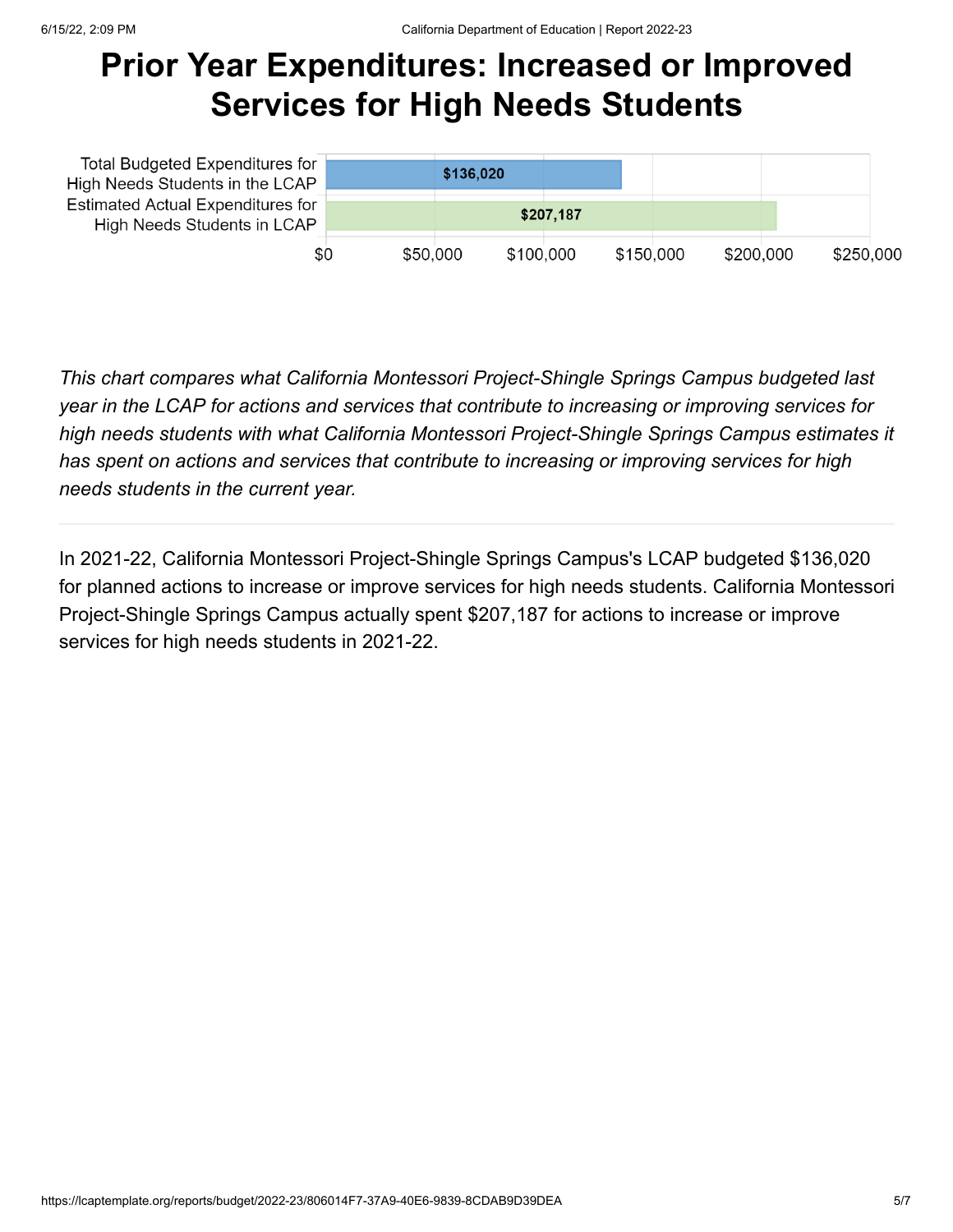# Prior Year Expenditures: Increased or Improved Services for High Needs Students

| | |
|---|---|
| Total Budgeted Expenditures for High Needs Students in the LCAP | $136,020 |
| Estimated Actual Expenditures for High Needs Students in LCAP | $207,187 |

*This chart compares what California Montessori Project-Shingle Springs Campus budgeted last year in the LCAP for actions and services that contribute to increasing or improving services for high needs students with what California Montessori Project-Shingle Springs Campus estimates it has spent on actions and services that contribute to increasing or improving services for high needs students in the current year.*

---

In 2021-22, California Montessori Project-Shingle Springs Campus's LCAP budgeted $136,020 for planned actions to increase or improve services for high needs students. California Montessori Project-Shingle Springs Campus actually spent $207,187 for actions to increase or improve services for high needs students in 2021-22.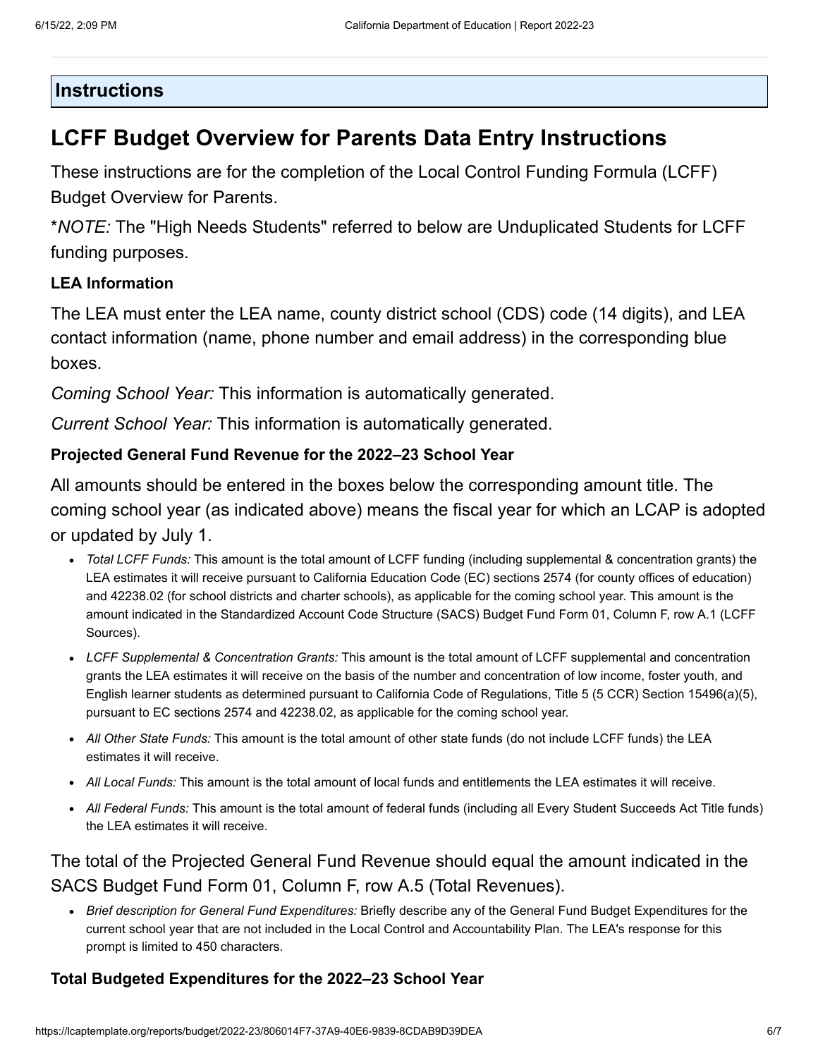## Instructions

# LCFF Budget Overview for Parents Data Entry Instructions

These instructions are for the completion of the Local Control Funding Formula (LCFF) Budget Overview for Parents.

**NOTE:* The "High Needs Students" referred to below are Unduplicated Students for LCFF funding purposes.

### LEA Information

The LEA must enter the LEA name, county district school (CDS) code (14 digits), and LEA contact information (name, phone number and email address) in the corresponding blue boxes.

*Coming School Year:* This information is automatically generated.

*Current School Year:* This information is automatically generated.

### Projected General Fund Revenue for the 2022–23 School Year

All amounts should be entered in the boxes below the corresponding amount title. The coming school year (as indicated above) means the fiscal year for which an LCAP is adopted or updated by July 1.

- *Total LCFF Funds:* This amount is the total amount of LCFF funding (including supplemental & concentration grants) the LEA estimates it will receive pursuant to California Education Code (EC) sections 2574 (for county offices of education) and 42238.02 (for school districts and charter schools), as applicable for the coming school year. This amount is the amount indicated in the Standardized Account Code Structure (SACS) Budget Fund Form 01, Column F, row A.1 (LCFF Sources).
- *LCFF Supplemental & Concentration Grants:* This amount is the total amount of LCFF supplemental and concentration grants the LEA estimates it will receive on the basis of the number and concentration of low income, foster youth, and English learner students as determined pursuant to California Code of Regulations, Title 5 (5 CCR) Section 15496(a)(5), pursuant to EC sections 2574 and 42238.02, as applicable for the coming school year.
- *All Other State Funds:* This amount is the total amount of other state funds (do not include LCFF funds) the LEA estimates it will receive.
- *All Local Funds:* This amount is the total amount of local funds and entitlements the LEA estimates it will receive.
- *All Federal Funds:* This amount is the total amount of federal funds (including all Every Student Succeeds Act Title funds) the LEA estimates it will receive.

The total of the Projected General Fund Revenue should equal the amount indicated in the SACS Budget Fund Form 01, Column F, row A.5 (Total Revenues).

- *Brief description for General Fund Expenditures:* Briefly describe any of the General Fund Budget Expenditures for the current school year that are not included in the Local Control and Accountability Plan. The LEA's response for this prompt is limited to 450 characters.

### Total Budgeted Expenditures for the 2022–23 School Year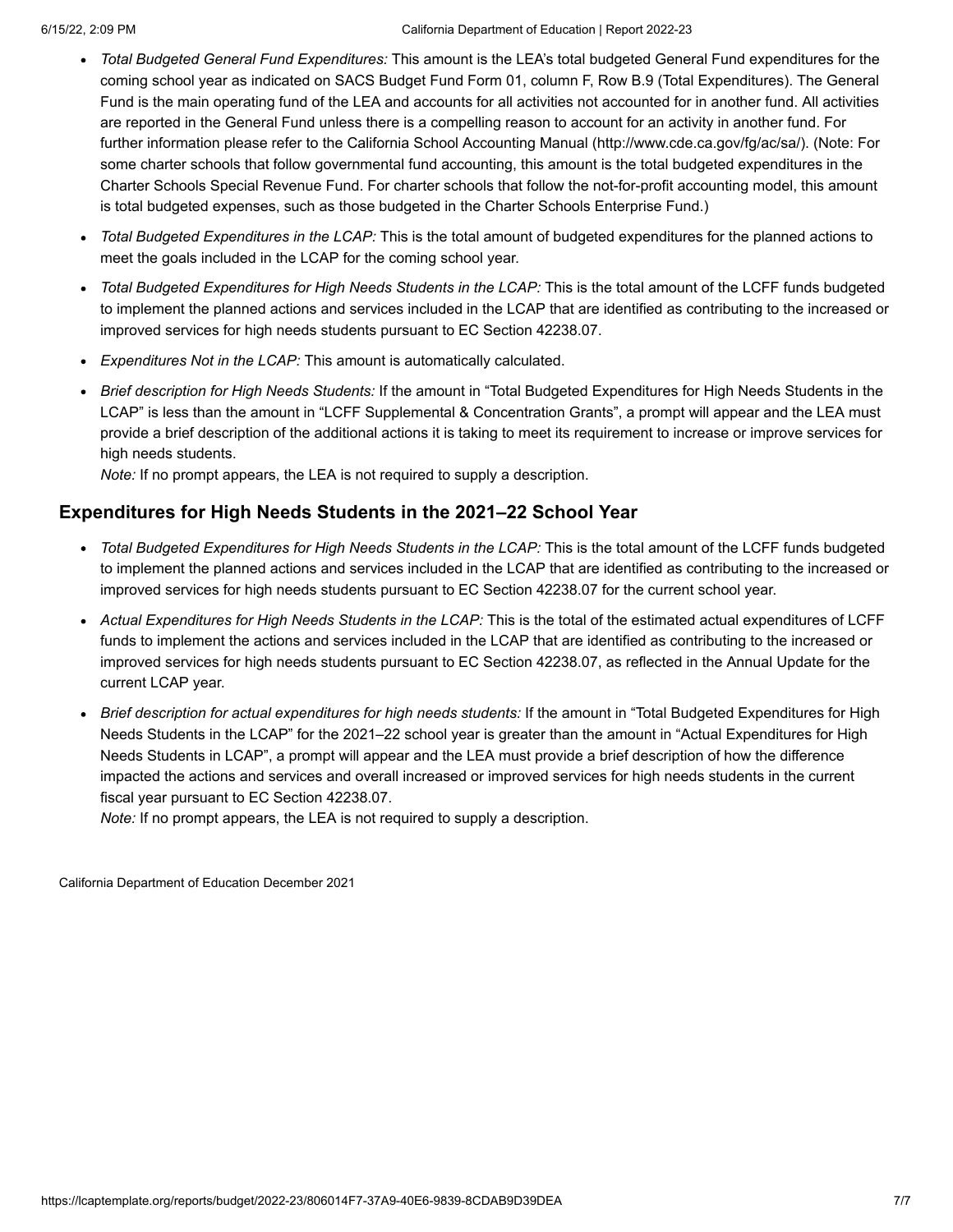- *Total Budgeted General Fund Expenditures:* This amount is the LEA's total budgeted General Fund expenditures for the coming school year as indicated on SACS Budget Fund Form 01, column F, Row B.9 (Total Expenditures). The General Fund is the main operating fund of the LEA and accounts for all activities not accounted for in another fund. All activities are reported in the General Fund unless there is a compelling reason to account for an activity in another fund. For further information please refer to the California School Accounting Manual (http://www.cde.ca.gov/fg/ac/sa/). (Note: For some charter schools that follow governmental fund accounting, this amount is the total budgeted expenditures in the Charter Schools Special Revenue Fund. For charter schools that follow the not-for-profit accounting model, this amount is total budgeted expenses, such as those budgeted in the Charter Schools Enterprise Fund.)
- *Total Budgeted Expenditures in the LCAP:* This is the total amount of budgeted expenditures for the planned actions to meet the goals included in the LCAP for the coming school year.
- *Total Budgeted Expenditures for High Needs Students in the LCAP:* This is the total amount of the LCFF funds budgeted to implement the planned actions and services included in the LCAP that are identified as contributing to the increased or improved services for high needs students pursuant to EC Section 42238.07.
- *Expenditures Not in the LCAP:* This amount is automatically calculated.
- *Brief description for High Needs Students:* If the amount in "Total Budgeted Expenditures for High Needs Students in the LCAP" is less than the amount in "LCFF Supplemental & Concentration Grants", a prompt will appear and the LEA must provide a brief description of the additional actions it is taking to meet its requirement to increase or improve services for high needs students.
  *Note:* If no prompt appears, the LEA is not required to supply a description.

## Expenditures for High Needs Students in the 2021–22 School Year

- *Total Budgeted Expenditures for High Needs Students in the LCAP:* This is the total amount of the LCFF funds budgeted to implement the planned actions and services included in the LCAP that are identified as contributing to the increased or improved services for high needs students pursuant to EC Section 42238.07 for the current school year.
- *Actual Expenditures for High Needs Students in the LCAP:* This is the total of the estimated actual expenditures of LCFF funds to implement the actions and services included in the LCAP that are identified as contributing to the increased or improved services for high needs students pursuant to EC Section 42238.07, as reflected in the Annual Update for the current LCAP year.
- *Brief description for actual expenditures for high needs students:* If the amount in "Total Budgeted Expenditures for High Needs Students in the LCAP" for the 2021–22 school year is greater than the amount in "Actual Expenditures for High Needs Students in LCAP", a prompt will appear and the LEA must provide a brief description of how the difference impacted the actions and services and overall increased or improved services for high needs students in the current fiscal year pursuant to EC Section 42238.07.
  *Note:* If no prompt appears, the LEA is not required to supply a description.

California Department of Education December 2021